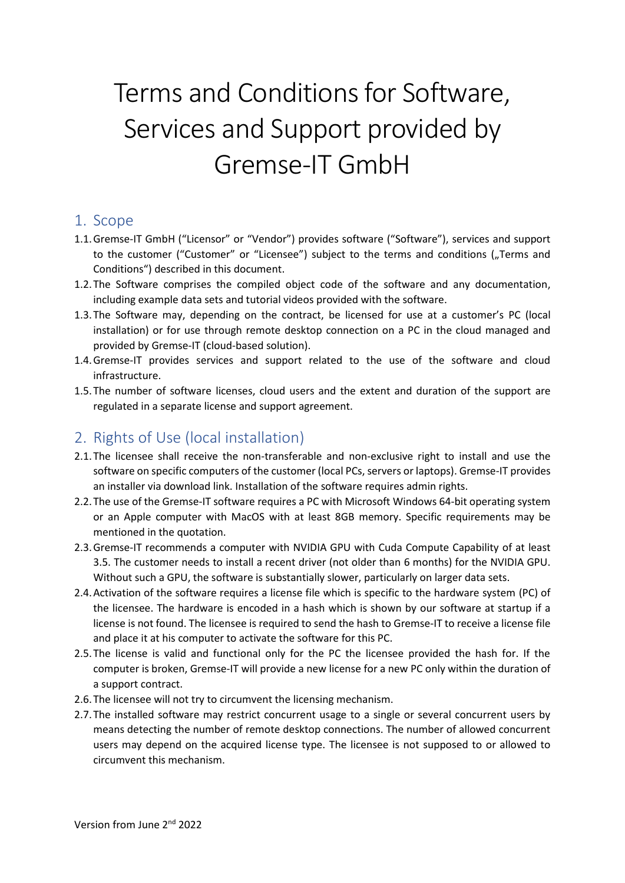# Terms and Conditions for Software, Services and Support provided by Gremse-IT GmbH

## 1. Scope

1.1. Gremse-IT GmbH ("Licensor" or "Vendor") provides software ("Software"), services and support to the customer ("Customer" or "Licensee") subject to the terms and conditions („Terms and Conditions") described in this document.

1.2. The Software comprises the compiled object code of the software and any documentation, including example data sets and tutorial videos provided with the software.

1.3. The Software may, depending on the contract, be licensed for use at a customer's PC (local installation) or for use through remote desktop connection on a PC in the cloud managed and provided by Gremse-IT (cloud-based solution).

1.4. Gremse-IT provides services and support related to the use of the software and cloud infrastructure.

1.5. The number of software licenses, cloud users and the extent and duration of the support are regulated in a separate license and support agreement.

## 2. Rights of Use (local installation)

2.1. The licensee shall receive the non-transferable and non-exclusive right to install and use the software on specific computers of the customer (local PCs, servers or laptops). Gremse-IT provides an installer via download link. Installation of the software requires admin rights.

2.2. The use of the Gremse-IT software requires a PC with Microsoft Windows 64-bit operating system or an Apple computer with MacOS with at least 8GB memory. Specific requirements may be mentioned in the quotation.

2.3. Gremse-IT recommends a computer with NVIDIA GPU with Cuda Compute Capability of at least 3.5. The customer needs to install a recent driver (not older than 6 months) for the NVIDIA GPU. Without such a GPU, the software is substantially slower, particularly on larger data sets.

2.4. Activation of the software requires a license file which is specific to the hardware system (PC) of the licensee. The hardware is encoded in a hash which is shown by our software at startup if a license is not found. The licensee is required to send the hash to Gremse-IT to receive a license file and place it at his computer to activate the software for this PC.

2.5. The license is valid and functional only for the PC the licensee provided the hash for. If the computer is broken, Gremse-IT will provide a new license for a new PC only within the duration of a support contract.

2.6. The licensee will not try to circumvent the licensing mechanism.

2.7. The installed software may restrict concurrent usage to a single or several concurrent users by means detecting the number of remote desktop connections. The number of allowed concurrent users may depend on the acquired license type. The licensee is not supposed to or allowed to circumvent this mechanism.

Version from June 2nd 2022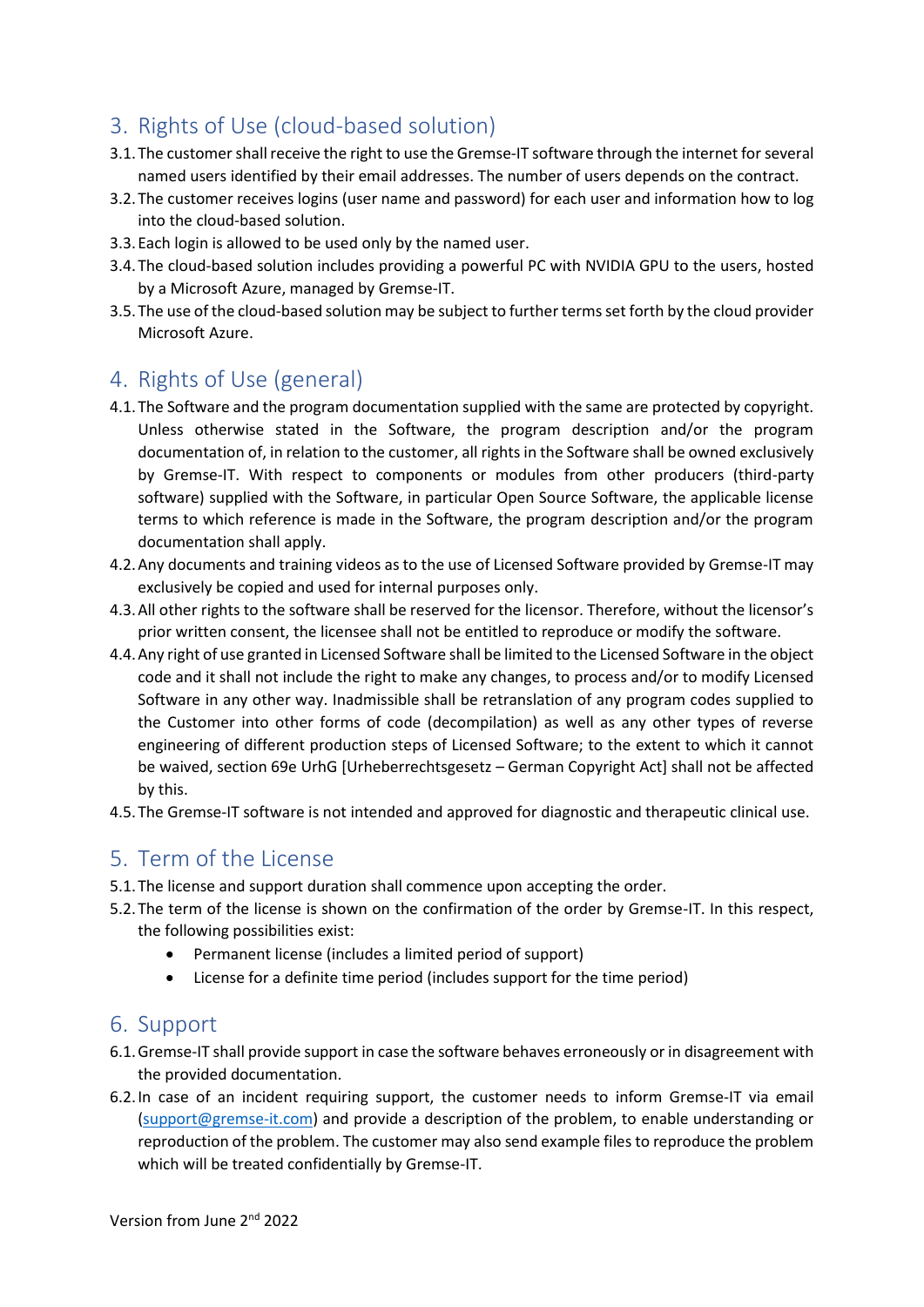## 3. Rights of Use (cloud-based solution)

3.1. The customer shall receive the right to use the Gremse-IT software through the internet for several named users identified by their email addresses. The number of users depends on the contract.

3.2. The customer receives logins (user name and password) for each user and information how to log into the cloud-based solution.

3.3. Each login is allowed to be used only by the named user.

3.4. The cloud-based solution includes providing a powerful PC with NVIDIA GPU to the users, hosted by a Microsoft Azure, managed by Gremse-IT.

3.5. The use of the cloud-based solution may be subject to further terms set forth by the cloud provider Microsoft Azure.

## 4. Rights of Use (general)

4.1. The Software and the program documentation supplied with the same are protected by copyright. Unless otherwise stated in the Software, the program description and/or the program documentation of, in relation to the customer, all rights in the Software shall be owned exclusively by Gremse-IT. With respect to components or modules from other producers (third-party software) supplied with the Software, in particular Open Source Software, the applicable license terms to which reference is made in the Software, the program description and/or the program documentation shall apply.

4.2. Any documents and training videos as to the use of Licensed Software provided by Gremse-IT may exclusively be copied and used for internal purposes only.

4.3. All other rights to the software shall be reserved for the licensor. Therefore, without the licensor's prior written consent, the licensee shall not be entitled to reproduce or modify the software.

4.4. Any right of use granted in Licensed Software shall be limited to the Licensed Software in the object code and it shall not include the right to make any changes, to process and/or to modify Licensed Software in any other way. Inadmissible shall be retranslation of any program codes supplied to the Customer into other forms of code (decompilation) as well as any other types of reverse engineering of different production steps of Licensed Software; to the extent to which it cannot be waived, section 69e UrhG [Urheberrechtsgesetz – German Copyright Act] shall not be affected by this.

4.5. The Gremse-IT software is not intended and approved for diagnostic and therapeutic clinical use.

## 5. Term of the License

5.1. The license and support duration shall commence upon accepting the order.

5.2. The term of the license is shown on the confirmation of the order by Gremse-IT. In this respect, the following possibilities exist:

- Permanent license (includes a limited period of support)
- License for a definite time period (includes support for the time period)

## 6. Support

6.1. Gremse-IT shall provide support in case the software behaves erroneously or in disagreement with the provided documentation.

6.2. In case of an incident requiring support, the customer needs to inform Gremse-IT via email (support@gremse-it.com) and provide a description of the problem, to enable understanding or reproduction of the problem. The customer may also send example files to reproduce the problem which will be treated confidentially by Gremse-IT.

Version from June 2nd 2022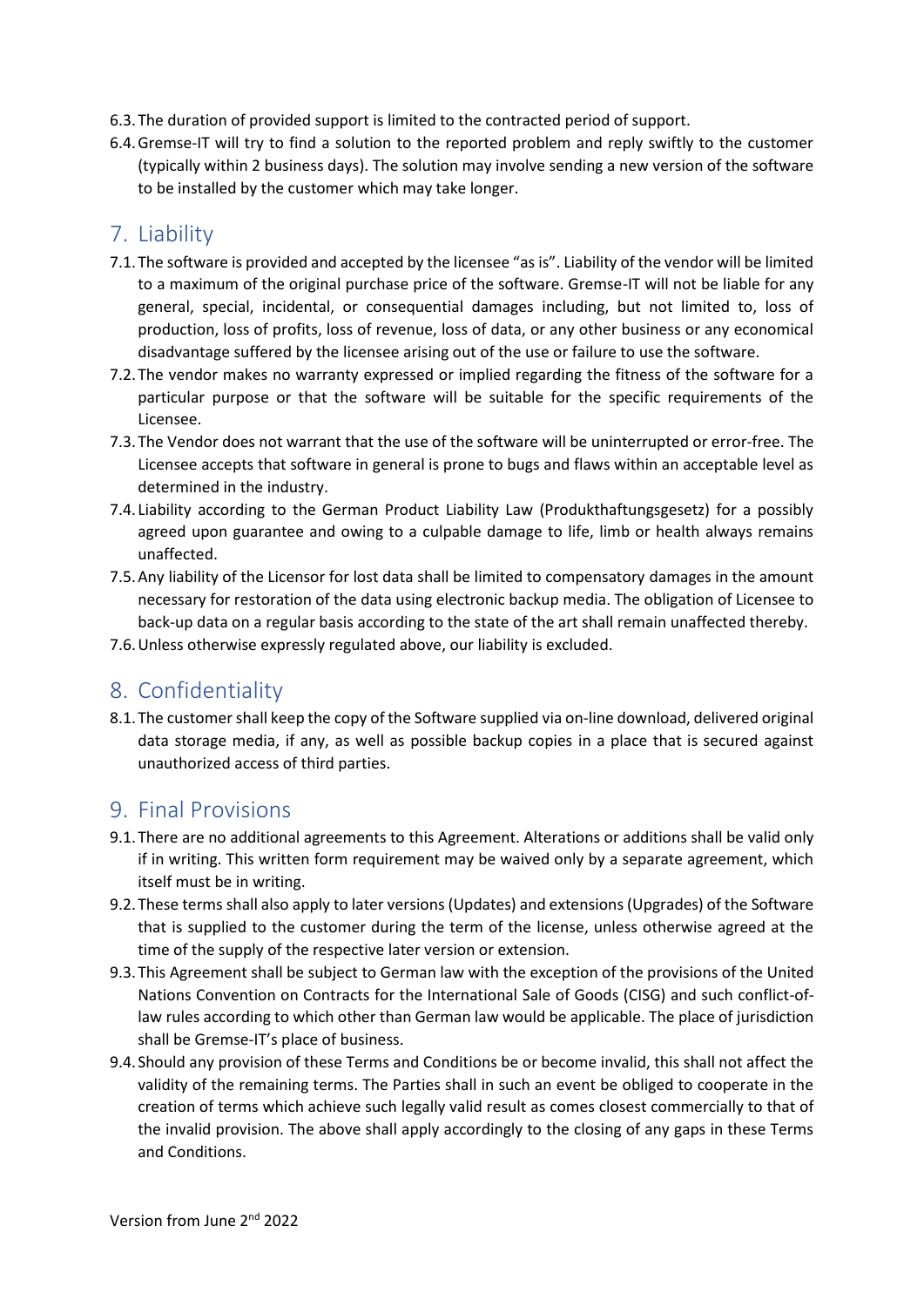6.3. The duration of provided support is limited to the contracted period of support.

6.4. Gremse-IT will try to find a solution to the reported problem and reply swiftly to the customer (typically within 2 business days). The solution may involve sending a new version of the software to be installed by the customer which may take longer.

## 7. Liability

7.1. The software is provided and accepted by the licensee "as is". Liability of the vendor will be limited to a maximum of the original purchase price of the software. Gremse-IT will not be liable for any general, special, incidental, or consequential damages including, but not limited to, loss of production, loss of profits, loss of revenue, loss of data, or any other business or any economical disadvantage suffered by the licensee arising out of the use or failure to use the software.

7.2. The vendor makes no warranty expressed or implied regarding the fitness of the software for a particular purpose or that the software will be suitable for the specific requirements of the Licensee.

7.3. The Vendor does not warrant that the use of the software will be uninterrupted or error-free. The Licensee accepts that software in general is prone to bugs and flaws within an acceptable level as determined in the industry.

7.4. Liability according to the German Product Liability Law (Produkthaftungsgesetz) for a possibly agreed upon guarantee and owing to a culpable damage to life, limb or health always remains unaffected.

7.5. Any liability of the Licensor for lost data shall be limited to compensatory damages in the amount necessary for restoration of the data using electronic backup media. The obligation of Licensee to back-up data on a regular basis according to the state of the art shall remain unaffected thereby.

7.6. Unless otherwise expressly regulated above, our liability is excluded.

## 8. Confidentiality

8.1. The customer shall keep the copy of the Software supplied via on-line download, delivered original data storage media, if any, as well as possible backup copies in a place that is secured against unauthorized access of third parties.

## 9. Final Provisions

9.1. There are no additional agreements to this Agreement. Alterations or additions shall be valid only if in writing. This written form requirement may be waived only by a separate agreement, which itself must be in writing.

9.2. These terms shall also apply to later versions (Updates) and extensions (Upgrades) of the Software that is supplied to the customer during the term of the license, unless otherwise agreed at the time of the supply of the respective later version or extension.

9.3. This Agreement shall be subject to German law with the exception of the provisions of the United Nations Convention on Contracts for the International Sale of Goods (CISG) and such conflict-of-law rules according to which other than German law would be applicable. The place of jurisdiction shall be Gremse-IT's place of business.

9.4. Should any provision of these Terms and Conditions be or become invalid, this shall not affect the validity of the remaining terms. The Parties shall in such an event be obliged to cooperate in the creation of terms which achieve such legally valid result as comes closest commercially to that of the invalid provision. The above shall apply accordingly to the closing of any gaps in these Terms and Conditions.

Version from June 2nd 2022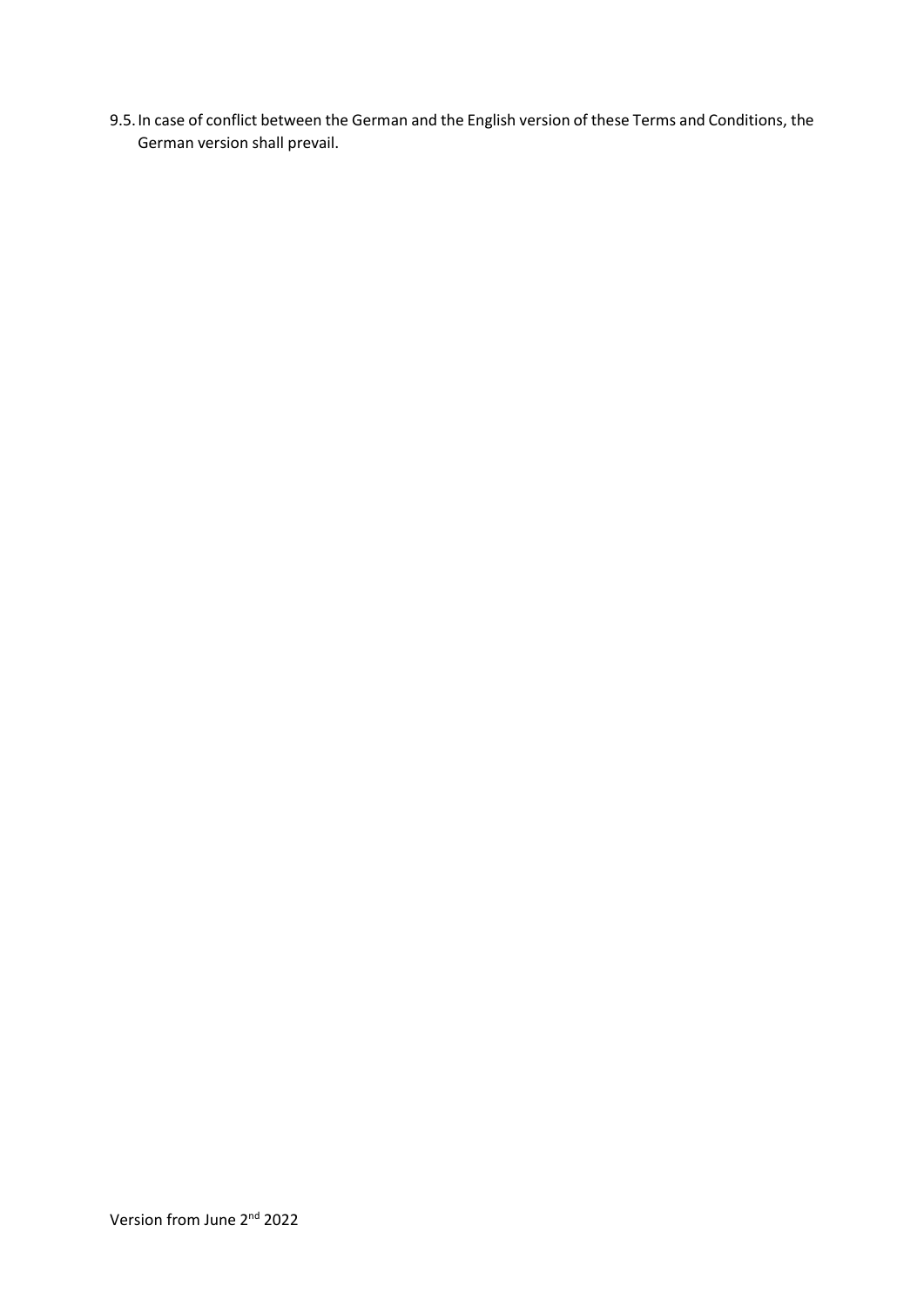9.5. In case of conflict between the German and the English version of these Terms and Conditions, the German version shall prevail.

Version from June 2nd 2022